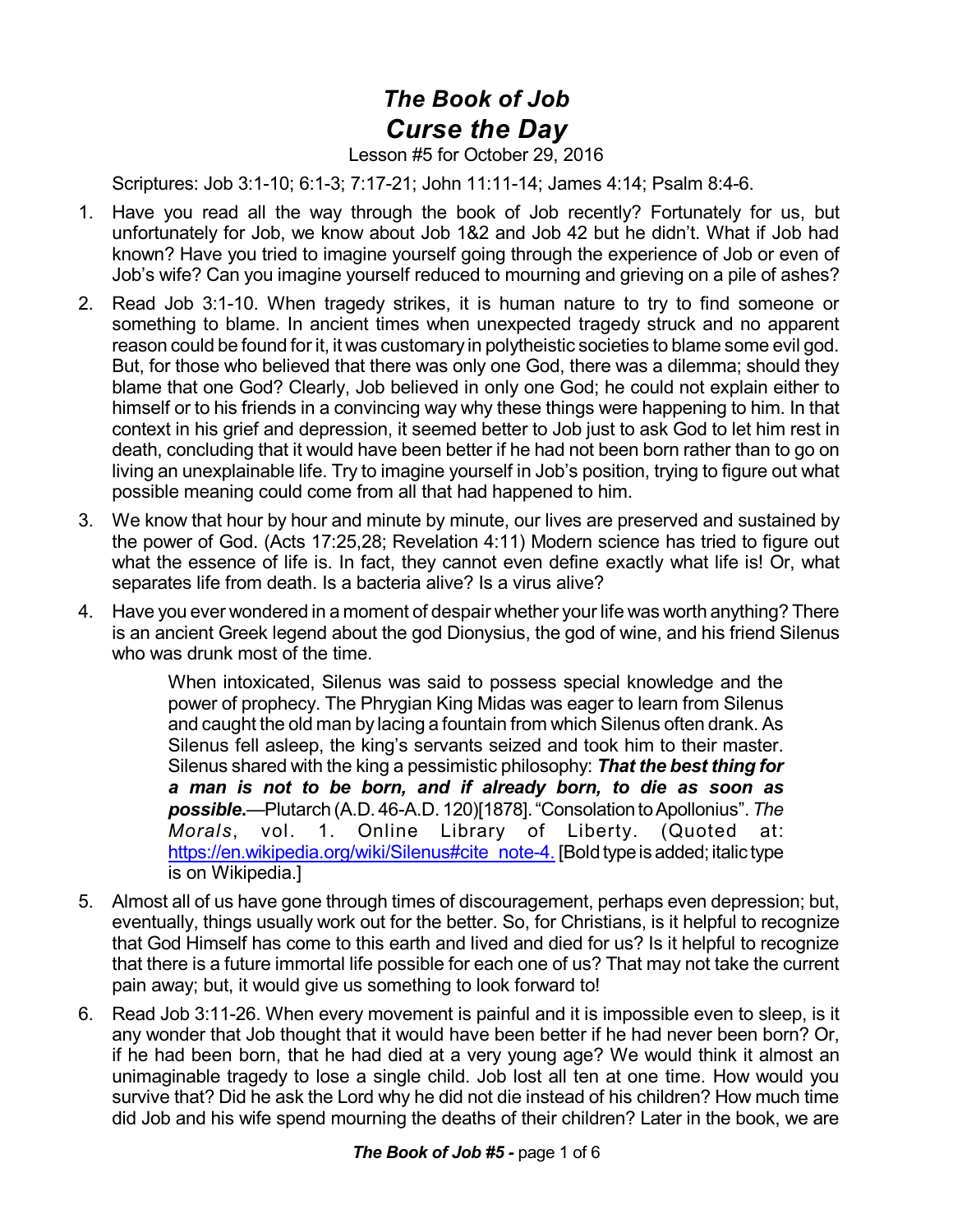# *The Book of Job*
# *Curse the Day*

Lesson #5 for October 29, 2016

Scriptures: Job 3:1-10; 6:1-3; 7:17-21; John 11:11-14; James 4:14; Psalm 8:4-6.

1. Have you read all the way through the book of Job recently? Fortunately for us, but unfortunately for Job, we know about Job 1&2 and Job 42 but he didn't. What if Job had known? Have you tried to imagine yourself going through the experience of Job or even of Job's wife? Can you imagine yourself reduced to mourning and grieving on a pile of ashes?

2. Read Job 3:1-10. When tragedy strikes, it is human nature to try to find someone or something to blame. In ancient times when unexpected tragedy struck and no apparent reason could be found for it, it was customary in polytheistic societies to blame some evil god. But, for those who believed that there was only one God, there was a dilemma; should they blame that one God? Clearly, Job believed in only one God; he could not explain either to himself or to his friends in a convincing way why these things were happening to him. In that context in his grief and depression, it seemed better to Job just to ask God to let him rest in death, concluding that it would have been better if he had not been born rather than to go on living an unexplainable life. Try to imagine yourself in Job's position, trying to figure out what possible meaning could come from all that had happened to him.

3. We know that hour by hour and minute by minute, our lives are preserved and sustained by the power of God. (Acts 17:25,28; Revelation 4:11) Modern science has tried to figure out what the essence of life is. In fact, they cannot even define exactly what life is! Or, what separates life from death. Is a bacteria alive? Is a virus alive?

4. Have you ever wondered in a moment of despair whether your life was worth anything? There is an ancient Greek legend about the god Dionysius, the god of wine, and his friend Silenus who was drunk most of the time.

   > When intoxicated, Silenus was said to possess special knowledge and the power of prophecy. The Phrygian King Midas was eager to learn from Silenus and caught the old man by lacing a fountain from which Silenus often drank. As Silenus fell asleep, the king's servants seized and took him to their master. Silenus shared with the king a pessimistic philosophy: ***That the best thing for a man is not to be born, and if already born, to die as soon as possible.***—Plutarch (A.D. 46-A.D. 120)[1878]. "Consolation to Apollonius". *The Morals*, vol. 1. Online Library of Liberty. (Quoted at: https://en.wikipedia.org/wiki/Silenus#cite_note-4. [Bold type is added; italic type is on Wikipedia.]

5. Almost all of us have gone through times of discouragement, perhaps even depression; but, eventually, things usually work out for the better. So, for Christians, is it helpful to recognize that God Himself has come to this earth and lived and died for us? Is it helpful to recognize that there is a future immortal life possible for each one of us? That may not take the current pain away; but, it would give us something to look forward to!

6. Read Job 3:11-26. When every movement is painful and it is impossible even to sleep, is it any wonder that Job thought that it would have been better if he had never been born? Or, if he had been born, that he had died at a very young age? We would think it almost an unimaginable tragedy to lose a single child. Job lost all ten at one time. How would you survive that? Did he ask the Lord why he did not die instead of his children? How much time did Job and his wife spend mourning the deaths of their children? Later in the book, we are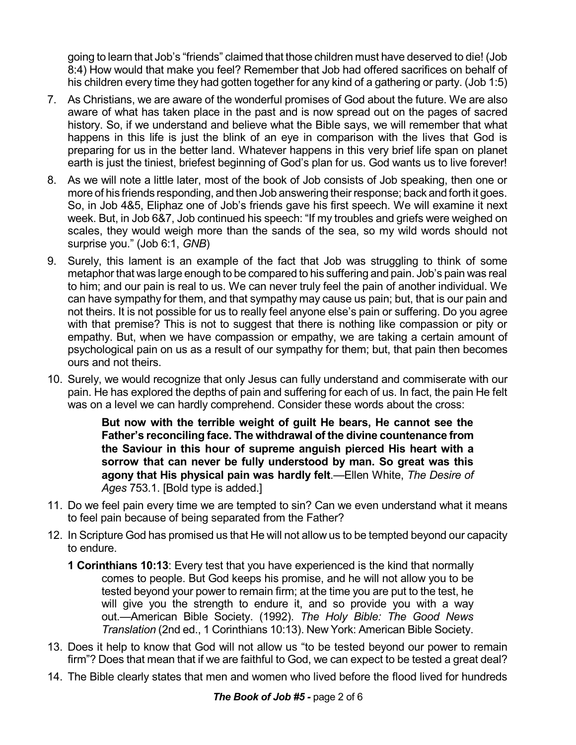going to learn that Job's "friends" claimed that those children must have deserved to die! (Job 8:4) How would that make you feel? Remember that Job had offered sacrifices on behalf of his children every time they had gotten together for any kind of a gathering or party. (Job 1:5)

7. As Christians, we are aware of the wonderful promises of God about the future. We are also aware of what has taken place in the past and is now spread out on the pages of sacred history. So, if we understand and believe what the Bible says, we will remember that what happens in this life is just the blink of an eye in comparison with the lives that God is preparing for us in the better land. Whatever happens in this very brief life span on planet earth is just the tiniest, briefest beginning of God's plan for us. God wants us to live forever!

8. As we will note a little later, most of the book of Job consists of Job speaking, then one or more of his friends responding, and then Job answering their response; back and forth it goes. So, in Job 4&5, Eliphaz one of Job's friends gave his first speech. We will examine it next week. But, in Job 6&7, Job continued his speech: "If my troubles and griefs were weighed on scales, they would weigh more than the sands of the sea, so my wild words should not surprise you." (Job 6:1, *GNB*)

9. Surely, this lament is an example of the fact that Job was struggling to think of some metaphor that was large enough to be compared to his suffering and pain. Job's pain was real to him; and our pain is real to us. We can never truly feel the pain of another individual. We can have sympathy for them, and that sympathy may cause us pain; but, that is our pain and not theirs. It is not possible for us to really feel anyone else's pain or suffering. Do you agree with that premise? This is not to suggest that there is nothing like compassion or pity or empathy. But, when we have compassion or empathy, we are taking a certain amount of psychological pain on us as a result of our sympathy for them; but, that pain then becomes ours and not theirs.

10. Surely, we would recognize that only Jesus can fully understand and commiserate with our pain. He has explored the depths of pain and suffering for each of us. In fact, the pain He felt was on a level we can hardly comprehend. Consider these words about the cross:

    > **But now with the terrible weight of guilt He bears, He cannot see the Father's reconciling face. The withdrawal of the divine countenance from the Saviour in this hour of supreme anguish pierced His heart with a sorrow that can never be fully understood by man. So great was this agony that His physical pain was hardly felt**.—Ellen White, *The Desire of Ages* 753.1. [Bold type is added.]

11. Do we feel pain every time we are tempted to sin? Can we even understand what it means to feel pain because of being separated from the Father?

12. In Scripture God has promised us that He will not allow us to be tempted beyond our capacity to endure.

    **1 Corinthians 10:13**: Every test that you have experienced is the kind that normally comes to people. But God keeps his promise, and he will not allow you to be tested beyond your power to remain firm; at the time you are put to the test, he will give you the strength to endure it, and so provide you with a way out.—American Bible Society. (1992). *The Holy Bible: The Good News Translation* (2nd ed., 1 Corinthians 10:13). New York: American Bible Society.

13. Does it help to know that God will not allow us "to be tested beyond our power to remain firm"? Does that mean that if we are faithful to God, we can expect to be tested a great deal?

14. The Bible clearly states that men and women who lived before the flood lived for hundreds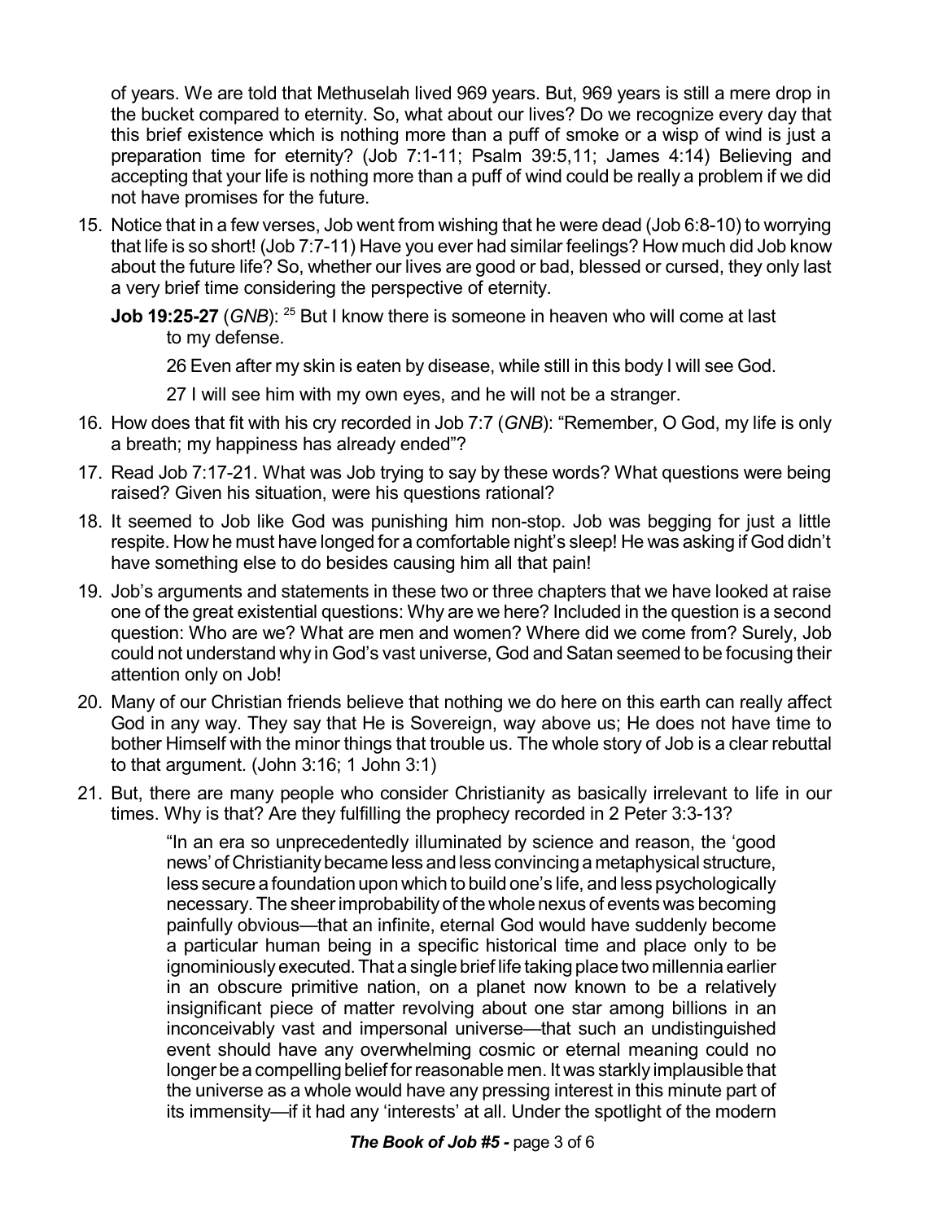of years. We are told that Methuselah lived 969 years. But, 969 years is still a mere drop in the bucket compared to eternity. So, what about our lives? Do we recognize every day that this brief existence which is nothing more than a puff of smoke or a wisp of wind is just a preparation time for eternity? (Job 7:1-11; Psalm 39:5,11; James 4:14) Believing and accepting that your life is nothing more than a puff of wind could be really a problem if we did not have promises for the future.

15. Notice that in a few verses, Job went from wishing that he were dead (Job 6:8-10) to worrying that life is so short! (Job 7:7-11) Have you ever had similar feelings? How much did Job know about the future life? So, whether our lives are good or bad, blessed or cursed, they only last a very brief time considering the perspective of eternity.

    **Job 19:25-27** (*GNB*): [25] But I know there is someone in heaven who will come at last to my defense.

    26 Even after my skin is eaten by disease, while still in this body I will see God.

    27 I will see him with my own eyes, and he will not be a stranger.

16. How does that fit with his cry recorded in Job 7:7 (*GNB*): "Remember, O God, my life is only a breath; my happiness has already ended"?

17. Read Job 7:17-21. What was Job trying to say by these words? What questions were being raised? Given his situation, were his questions rational?

18. It seemed to Job like God was punishing him non-stop. Job was begging for just a little respite. How he must have longed for a comfortable night's sleep! He was asking if God didn't have something else to do besides causing him all that pain!

19. Job's arguments and statements in these two or three chapters that we have looked at raise one of the great existential questions: Why are we here? Included in the question is a second question: Who are we? What are men and women? Where did we come from? Surely, Job could not understand why in God's vast universe, God and Satan seemed to be focusing their attention only on Job!

20. Many of our Christian friends believe that nothing we do here on this earth can really affect God in any way. They say that He is Sovereign, way above us; He does not have time to bother Himself with the minor things that trouble us. The whole story of Job is a clear rebuttal to that argument. (John 3:16; 1 John 3:1)

21. But, there are many people who consider Christianity as basically irrelevant to life in our times. Why is that? Are they fulfilling the prophecy recorded in 2 Peter 3:3-13?

    > "In an era so unprecedentedly illuminated by science and reason, the 'good news' of Christianity became less and less convincing a metaphysical structure, less secure a foundation upon which to build one's life, and less psychologically necessary. The sheer improbability of the whole nexus of events was becoming painfully obvious—that an infinite, eternal God would have suddenly become a particular human being in a specific historical time and place only to be ignominiously executed. That a single brief life taking place two millennia earlier in an obscure primitive nation, on a planet now known to be a relatively insignificant piece of matter revolving about one star among billions in an inconceivably vast and impersonal universe—that such an undistinguished event should have any overwhelming cosmic or eternal meaning could no longer be a compelling belief for reasonable men. It was starkly implausible that the universe as a whole would have any pressing interest in this minute part of its immensity—if it had any 'interests' at all. Under the spotlight of the modern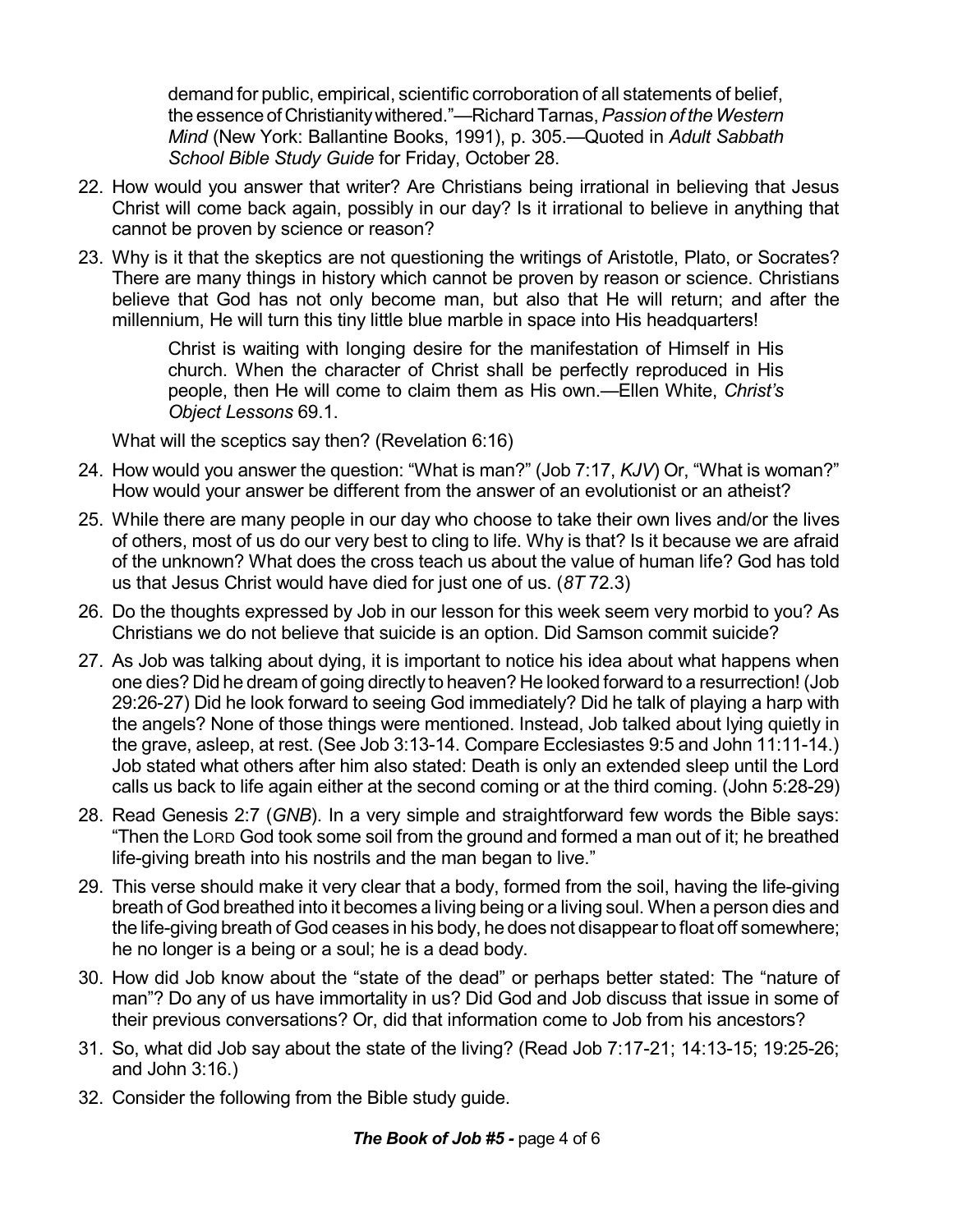> demand for public, empirical, scientific corroboration of all statements of belief, the essence of Christianity withered."—Richard Tarnas, *Passion of the Western Mind* (New York: Ballantine Books, 1991), p. 305.—Quoted in *Adult Sabbath School Bible Study Guide* for Friday, October 28.

22. How would you answer that writer? Are Christians being irrational in believing that Jesus Christ will come back again, possibly in our day? Is it irrational to believe in anything that cannot be proven by science or reason?

23. Why is it that the skeptics are not questioning the writings of Aristotle, Plato, or Socrates? There are many things in history which cannot be proven by reason or science. Christians believe that God has not only become man, but also that He will return; and after the millennium, He will turn this tiny little blue marble in space into His headquarters!

    > Christ is waiting with longing desire for the manifestation of Himself in His church. When the character of Christ shall be perfectly reproduced in His people, then He will come to claim them as His own.—Ellen White, *Christ's Object Lessons* 69.1.

    What will the sceptics say then? (Revelation 6:16)

24. How would you answer the question: "What is man?" (Job 7:17, *KJV*) Or, "What is woman?" How would your answer be different from the answer of an evolutionist or an atheist?

25. While there are many people in our day who choose to take their own lives and/or the lives of others, most of us do our very best to cling to life. Why is that? Is it because we are afraid of the unknown? What does the cross teach us about the value of human life? God has told us that Jesus Christ would have died for just one of us. (*8T* 72.3)

26. Do the thoughts expressed by Job in our lesson for this week seem very morbid to you? As Christians we do not believe that suicide is an option. Did Samson commit suicide?

27. As Job was talking about dying, it is important to notice his idea about what happens when one dies? Did he dream of going directly to heaven? He looked forward to a resurrection! (Job 29:26-27) Did he look forward to seeing God immediately? Did he talk of playing a harp with the angels? None of those things were mentioned. Instead, Job talked about lying quietly in the grave, asleep, at rest. (See Job 3:13-14. Compare Ecclesiastes 9:5 and John 11:11-14.) Job stated what others after him also stated: Death is only an extended sleep until the Lord calls us back to life again either at the second coming or at the third coming. (John 5:28-29)

28. Read Genesis 2:7 (*GNB*). In a very simple and straightforward few words the Bible says: "Then the LORD God took some soil from the ground and formed a man out of it; he breathed life-giving breath into his nostrils and the man began to live."

29. This verse should make it very clear that a body, formed from the soil, having the life-giving breath of God breathed into it becomes a living being or a living soul. When a person dies and the life-giving breath of God ceases in his body, he does not disappear to float off somewhere; he no longer is a being or a soul; he is a dead body.

30. How did Job know about the "state of the dead" or perhaps better stated: The "nature of man"? Do any of us have immortality in us? Did God and Job discuss that issue in some of their previous conversations? Or, did that information come to Job from his ancestors?

31. So, what did Job say about the state of the living? (Read Job 7:17-21; 14:13-15; 19:25-26; and John 3:16.)

32. Consider the following from the Bible study guide.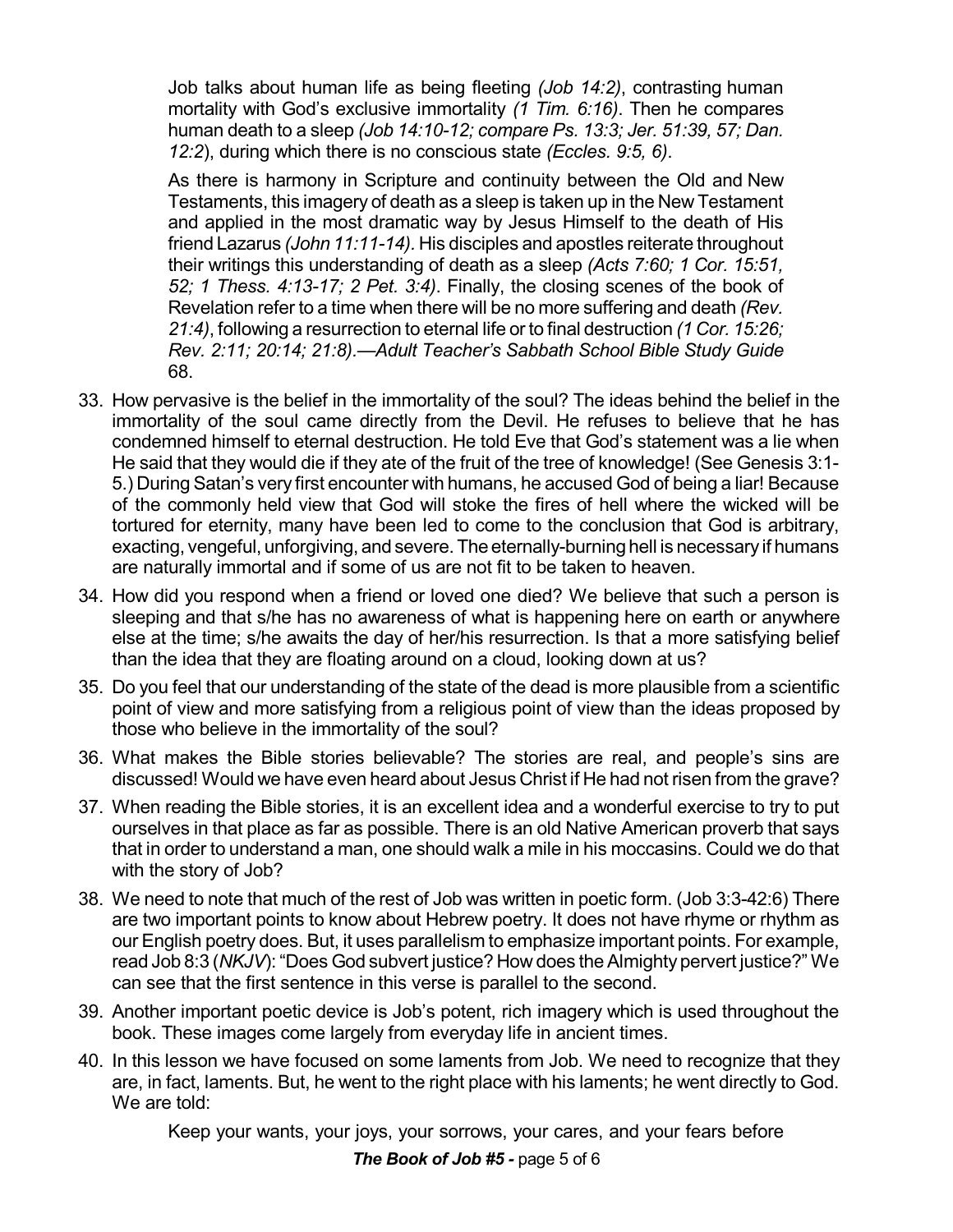> Job talks about human life as being fleeting *(Job 14:2)*, contrasting human mortality with God's exclusive immortality *(1 Tim. 6:16)*. Then he compares human death to a sleep *(Job 14:10-12; compare Ps. 13:3; Jer. 51:39, 57; Dan. 12:2)*, during which there is no conscious state *(Eccles. 9:5, 6)*.
>
> As there is harmony in Scripture and continuity between the Old and New Testaments, this imagery of death as a sleep is taken up in the New Testament and applied in the most dramatic way by Jesus Himself to the death of His friend Lazarus *(John 11:11-14).* His disciples and apostles reiterate throughout their writings this understanding of death as a sleep *(Acts 7:60; 1 Cor. 15:51, 52; 1 Thess. 4:13-17; 2 Pet. 3:4)*. Finally, the closing scenes of the book of Revelation refer to a time when there will be no more suffering and death *(Rev. 21:4)*, following a resurrection to eternal life or to final destruction *(1 Cor. 15:26; Rev. 2:11; 20:14; 21:8).—Adult Teacher's Sabbath School Bible Study Guide* 68.

33. How pervasive is the belief in the immortality of the soul? The ideas behind the belief in the immortality of the soul came directly from the Devil. He refuses to believe that he has condemned himself to eternal destruction. He told Eve that God's statement was a lie when He said that they would die if they ate of the fruit of the tree of knowledge! (See Genesis 3:1-5.) During Satan's very first encounter with humans, he accused God of being a liar! Because of the commonly held view that God will stoke the fires of hell where the wicked will be tortured for eternity, many have been led to come to the conclusion that God is arbitrary, exacting, vengeful, unforgiving, and severe. The eternally-burning hell is necessary if humans are naturally immortal and if some of us are not fit to be taken to heaven.
34. How did you respond when a friend or loved one died? We believe that such a person is sleeping and that s/he has no awareness of what is happening here on earth or anywhere else at the time; s/he awaits the day of her/his resurrection. Is that a more satisfying belief than the idea that they are floating around on a cloud, looking down at us?
35. Do you feel that our understanding of the state of the dead is more plausible from a scientific point of view and more satisfying from a religious point of view than the ideas proposed by those who believe in the immortality of the soul?
36. What makes the Bible stories believable? The stories are real, and people's sins are discussed! Would we have even heard about Jesus Christ if He had not risen from the grave?
37. When reading the Bible stories, it is an excellent idea and a wonderful exercise to try to put ourselves in that place as far as possible. There is an old Native American proverb that says that in order to understand a man, one should walk a mile in his moccasins. Could we do that with the story of Job?
38. We need to note that much of the rest of Job was written in poetic form. (Job 3:3-42:6) There are two important points to know about Hebrew poetry. It does not have rhyme or rhythm as our English poetry does. But, it uses parallelism to emphasize important points. For example, read Job 8:3 (*NKJV*): "Does God subvert justice? How does the Almighty pervert justice?" We can see that the first sentence in this verse is parallel to the second.
39. Another important poetic device is Job's potent, rich imagery which is used throughout the book. These images come largely from everyday life in ancient times.
40. In this lesson we have focused on some laments from Job. We need to recognize that they are, in fact, laments. But, he went to the right place with his laments; he went directly to God. We are told:

> Keep your wants, your joys, your sorrows, your cares, and your fears before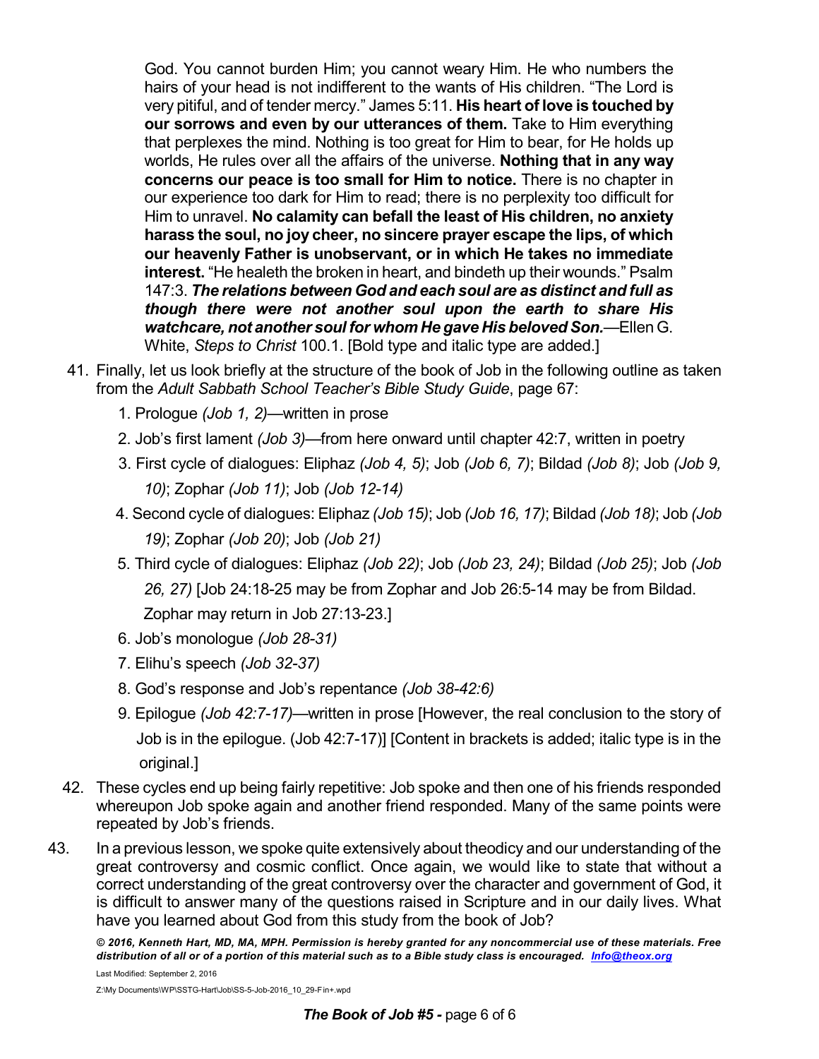God. You cannot burden Him; you cannot weary Him. He who numbers the hairs of your head is not indifferent to the wants of His children. "The Lord is very pitiful, and of tender mercy." James 5:11. **His heart of love is touched by our sorrows and even by our utterances of them.** Take to Him everything that perplexes the mind. Nothing is too great for Him to bear, for He holds up worlds, He rules over all the affairs of the universe. **Nothing that in any way concerns our peace is too small for Him to notice.** There is no chapter in our experience too dark for Him to read; there is no perplexity too difficult for Him to unravel. **No calamity can befall the least of His children, no anxiety harass the soul, no joy cheer, no sincere prayer escape the lips, of which our heavenly Father is unobservant, or in which He takes no immediate interest.** "He healeth the broken in heart, and bindeth up their wounds." Psalm 147:3. ***The relations between God and each soul are as distinct and full as though there were not another soul upon the earth to share His watchcare, not another soul for whom He gave His beloved Son.***—Ellen G. White, *Steps to Christ* 100.1. [Bold type and italic type are added.]

41. Finally, let us look briefly at the structure of the book of Job in the following outline as taken from the *Adult Sabbath School Teacher's Bible Study Guide*, page 67:
    1. Prologue *(Job 1, 2)*—written in prose
    2. Job's first lament *(Job 3)*—from here onward until chapter 42:7, written in poetry
    3. First cycle of dialogues: Eliphaz *(Job 4, 5)*; Job *(Job 6, 7)*; Bildad *(Job 8)*; Job *(Job 9, 10)*; Zophar *(Job 11)*; Job *(Job 12-14)*
    4. Second cycle of dialogues: Eliphaz *(Job 15)*; Job *(Job 16, 17)*; Bildad *(Job 18)*; Job *(Job 19)*; Zophar *(Job 20)*; Job *(Job 21)*
    5. Third cycle of dialogues: Eliphaz *(Job 22)*; Job *(Job 23, 24)*; Bildad *(Job 25)*; Job *(Job 26, 27)* [Job 24:18-25 may be from Zophar and Job 26:5-14 may be from Bildad. Zophar may return in Job 27:13-23.]
    6. Job's monologue *(Job 28-31)*
    7. Elihu's speech *(Job 32-37)*
    8. God's response and Job's repentance *(Job 38-42:6)*
    9. Epilogue *(Job 42:7-17)*—written in prose [However, the real conclusion to the story of Job is in the epilogue. (Job 42:7-17)] [Content in brackets is added; italic type is in the original.]

42. These cycles end up being fairly repetitive: Job spoke and then one of his friends responded whereupon Job spoke again and another friend responded. Many of the same points were repeated by Job's friends.

43. In a previous lesson, we spoke quite extensively about theodicy and our understanding of the great controversy and cosmic conflict. Once again, we would like to state that without a correct understanding of the great controversy over the character and government of God, it is difficult to answer many of the questions raised in Scripture and in our daily lives. What have you learned about God from this study from the book of Job?

***© 2016, Kenneth Hart, MD, MA, MPH. Permission is hereby granted for any noncommercial use of these materials. Free distribution of all or of a portion of this material such as to a Bible study class is encouraged. Info@theox.org***

Last Modified: September 2, 2016

Z:\My Documents\WP\SSTG-Hart\Job\SS-5-Job-2016_10_29-Fin+.wpd